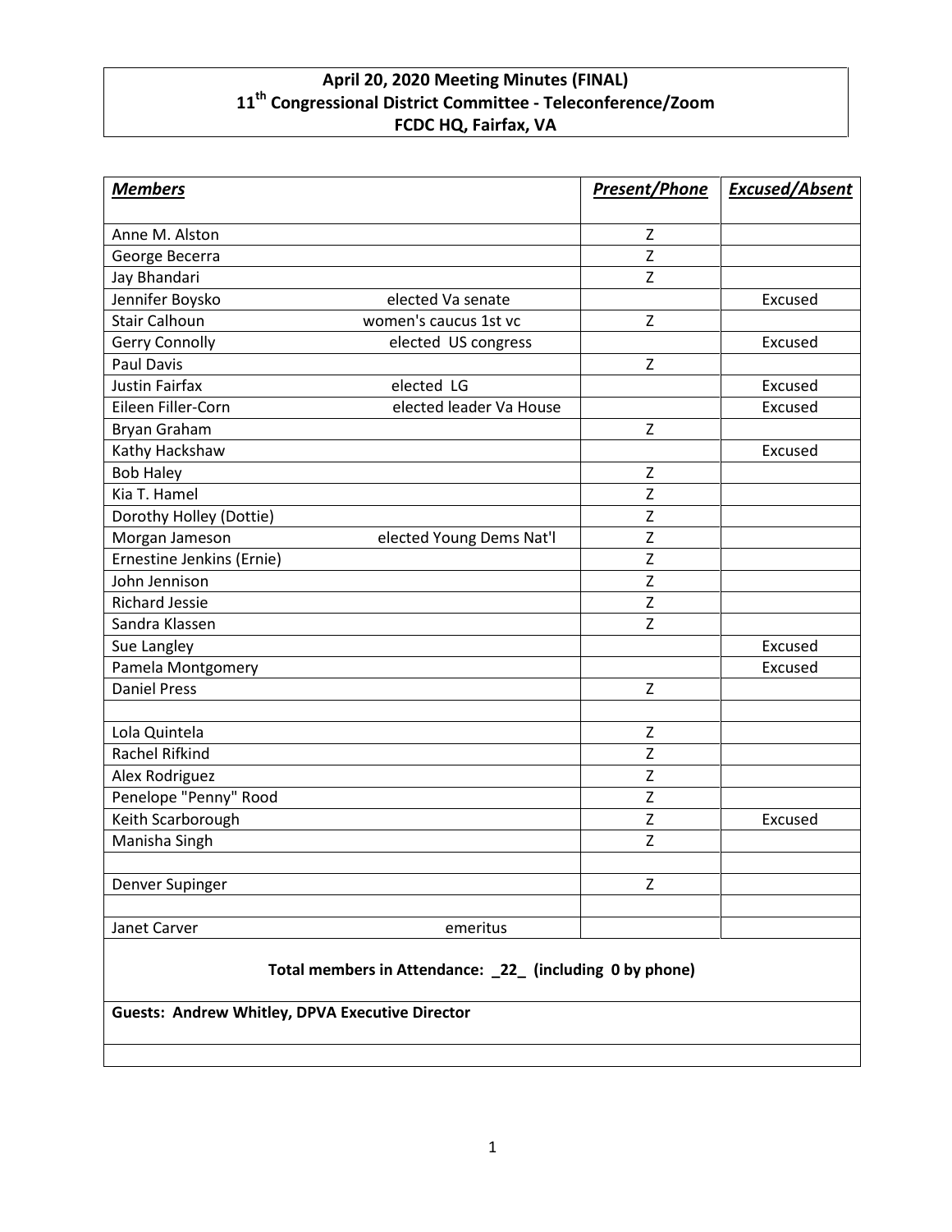**April 20, 2020 Meeting Minutes (FINAL)**
**11th Congressional District Committee - Teleconference/Zoom**
**FCDC HQ, Fairfax, VA**

| ***Members*** | | ***Present/Phone*** | ***Excused/Absent*** |
|---|---|---|---|
| Anne M. Alston | | Z | |
| George Becerra | | Z | |
| Jay Bhandari | | Z | |
| Jennifer Boysko | elected Va senate | | Excused |
| Stair Calhoun | women's caucus 1st vc | Z | |
| Gerry Connolly | elected US congress | | Excused |
| Paul Davis | | Z | |
| Justin Fairfax | elected LG | | Excused |
| Eileen Filler-Corn | elected leader Va House | | Excused |
| Bryan Graham | | Z | |
| Kathy Hackshaw | | | Excused |
| Bob Haley | | Z | |
| Kia T. Hamel | | Z | |
| Dorothy Holley (Dottie) | | Z | |
| Morgan Jameson | elected Young Dems Nat'l | Z | |
| Ernestine Jenkins (Ernie) | | Z | |
| John Jennison | | Z | |
| Richard Jessie | | Z | |
| Sandra Klassen | | Z | |
| Sue Langley | | | Excused |
| Pamela Montgomery | | | Excused |
| Daniel Press | | Z | |
| | | | |
| Lola Quintela | | Z | |
| Rachel Rifkind | | Z | |
| Alex Rodriguez | | Z | |
| Penelope "Penny" Rood | | Z | |
| Keith Scarborough | | Z | Excused |
| Manisha Singh | | Z | |
| | | | |
| Denver Supinger | | Z | |
| | | | |
| Janet Carver | emeritus | | |

**Total members in Attendance: _22_ (including 0 by phone)**

**Guests: Andrew Whitley, DPVA Executive Director**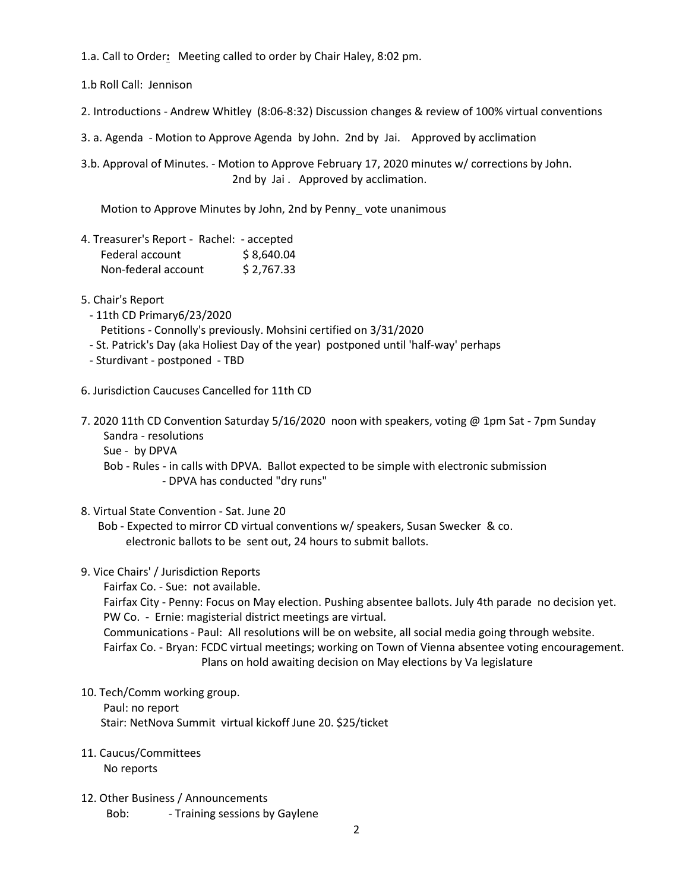1.a. Call to Order**:** Meeting called to order by Chair Haley, 8:02 pm.

1.b Roll Call: Jennison

2. Introductions - Andrew Whitley (8:06-8:32) Discussion changes & review of 100% virtual conventions

3. a. Agenda - Motion to Approve Agenda by John. 2nd by Jai. Approved by acclimation

3.b. Approval of Minutes. - Motion to Approve February 17, 2020 minutes w/ corrections by John. 2nd by Jai . Approved by acclimation.

Motion to Approve Minutes by John, 2nd by Penny_ vote unanimous

4. Treasurer's Report - Rachel: - accepted

| | |
|---|---|
| Federal account | $ 8,640.04 |
| Non-federal account | $ 2,767.33 |

5. Chair's Report
   - 11th CD Primary6/23/2020
     Petitions - Connolly's previously. Mohsini certified on 3/31/2020
   - St. Patrick's Day (aka Holiest Day of the year) postponed until 'half-way' perhaps
   - Sturdivant - postponed - TBD

6. Jurisdiction Caucuses Cancelled for 11th CD

7. 2020 11th CD Convention Saturday 5/16/2020 noon with speakers, voting @ 1pm Sat - 7pm Sunday
   Sandra - resolutions
   Sue - by DPVA
   Bob - Rules - in calls with DPVA. Ballot expected to be simple with electronic submission
   - DPVA has conducted "dry runs"

8. Virtual State Convention - Sat. June 20
   Bob - Expected to mirror CD virtual conventions w/ speakers, Susan Swecker & co. electronic ballots to be sent out, 24 hours to submit ballots.

9. Vice Chairs' / Jurisdiction Reports
   Fairfax Co. - Sue: not available.
   Fairfax City - Penny: Focus on May election. Pushing absentee ballots. July 4th parade no decision yet.
   PW Co. - Ernie: magisterial district meetings are virtual.
   Communications - Paul: All resolutions will be on website, all social media going through website.
   Fairfax Co. - Bryan: FCDC virtual meetings; working on Town of Vienna absentee voting encouragement. Plans on hold awaiting decision on May elections by Va legislature

10. Tech/Comm working group.
    Paul: no report
    Stair: NetNova Summit virtual kickoff June 20. $25/ticket

11. Caucus/Committees
    No reports

12. Other Business / Announcements
    Bob: - Training sessions by Gaylene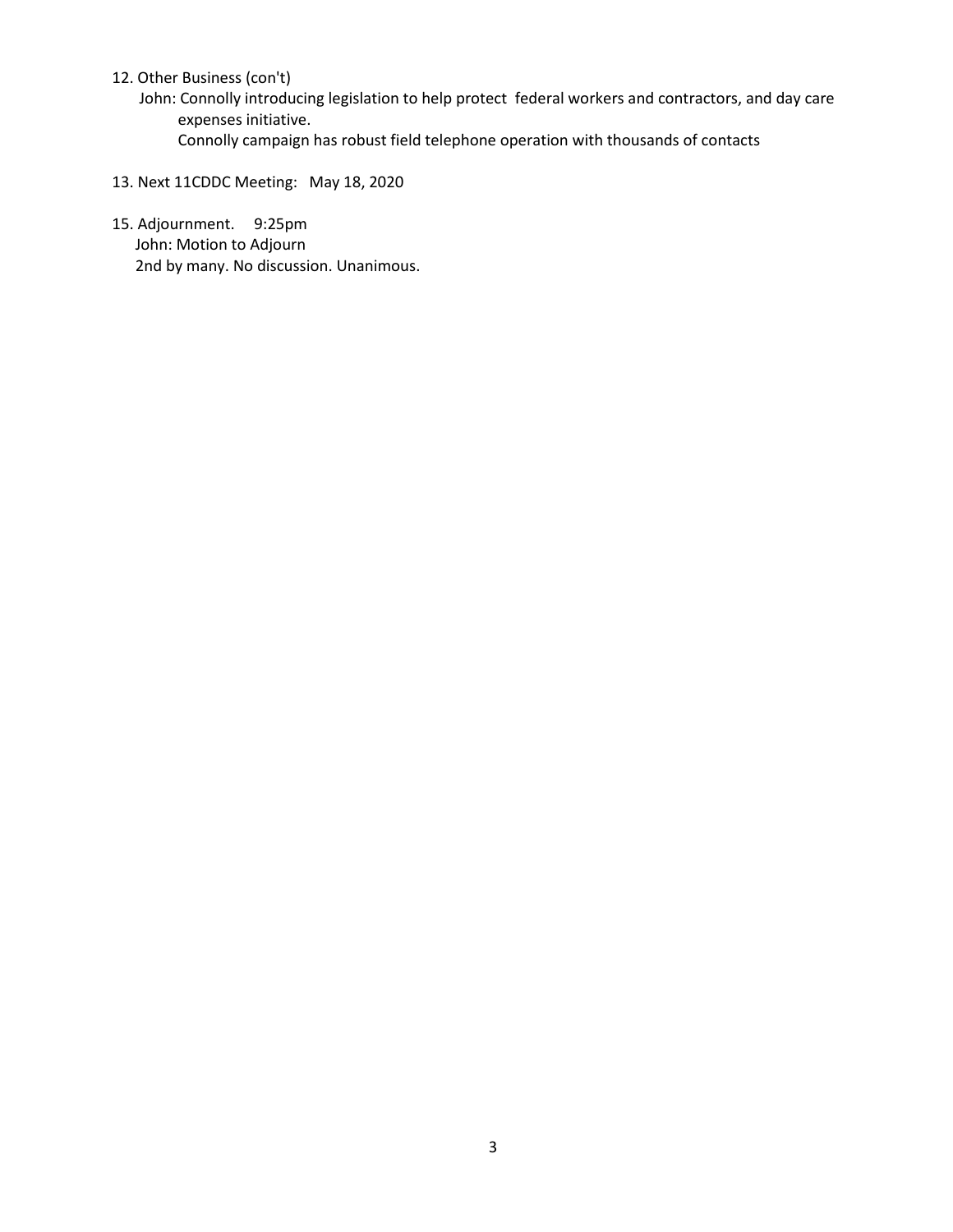12. Other Business (con't)

    John: Connolly introducing legislation to help protect federal workers and contractors, and day care expenses initiative.

    Connolly campaign has robust field telephone operation with thousands of contacts

13. Next 11CDDC Meeting: May 18, 2020

15. Adjournment. 9:25pm

    John: Motion to Adjourn

    2nd by many. No discussion. Unanimous.